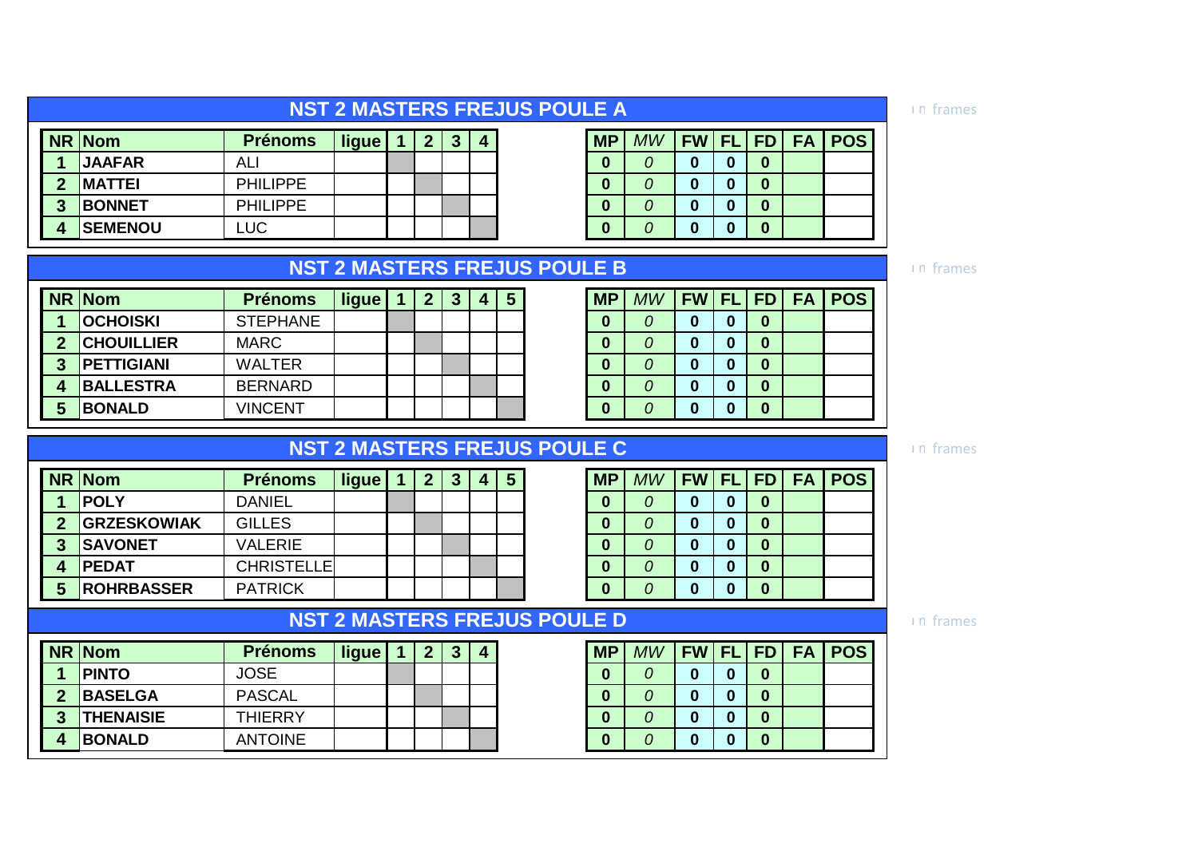## NST 2 MASTERS FREJUS POULE A

| NR | Nom | Prénoms | ligue | 1 | 2 | 3 | 4 |
|---|---|---|---|---|---|---|---|
| 1 | JAAFAR | ALI | | | | | |
| 2 | MATTEI | PHILIPPE | | | | | |
| 3 | BONNET | PHILIPPE | | | | | |
| 4 | SEMENOU | LUC | | | | | |

| MP | MW | FW | FL | FD | FA | POS |
|---|---|---|---|---|---|---|
| 0 | 0 | 0 | 0 | 0 | | |
| 0 | 0 | 0 | 0 | 0 | | |
| 0 | 0 | 0 | 0 | 0 | | |
| 0 | 0 | 0 | 0 | 0 | | |

in frames

## NST 2 MASTERS FREJUS POULE B

| NR | Nom | Prénoms | ligue | 1 | 2 | 3 | 4 | 5 |
|---|---|---|---|---|---|---|---|---|
| 1 | OCHOISKI | STEPHANE | | | | | | |
| 2 | CHOUILLIER | MARC | | | | | | |
| 3 | PETTIGIANI | WALTER | | | | | | |
| 4 | BALLESTRA | BERNARD | | | | | | |
| 5 | BONALD | VINCENT | | | | | | |

| MP | MW | FW | FL | FD | FA | POS |
|---|---|---|---|---|---|---|
| 0 | 0 | 0 | 0 | 0 | | |
| 0 | 0 | 0 | 0 | 0 | | |
| 0 | 0 | 0 | 0 | 0 | | |
| 0 | 0 | 0 | 0 | 0 | | |
| 0 | 0 | 0 | 0 | 0 | | |

in frames

## NST 2 MASTERS FREJUS POULE C

| NR | Nom | Prénoms | ligue | 1 | 2 | 3 | 4 | 5 |
|---|---|---|---|---|---|---|---|---|
| 1 | POLY | DANIEL | | | | | | |
| 2 | GRZESKOWIAK | GILLES | | | | | | |
| 3 | SAVONET | VALERIE | | | | | | |
| 4 | PEDAT | CHRISTELLE | | | | | | |
| 5 | ROHRBASSER | PATRICK | | | | | | |

| MP | MW | FW | FL | FD | FA | POS |
|---|---|---|---|---|---|---|
| 0 | 0 | 0 | 0 | 0 | | |
| 0 | 0 | 0 | 0 | 0 | | |
| 0 | 0 | 0 | 0 | 0 | | |
| 0 | 0 | 0 | 0 | 0 | | |
| 0 | 0 | 0 | 0 | 0 | | |

in frames

## NST 2 MASTERS FREJUS POULE D

| NR | Nom | Prénoms | ligue | 1 | 2 | 3 | 4 |
|---|---|---|---|---|---|---|---|
| 1 | PINTO | JOSE | | | | | |
| 2 | BASELGA | PASCAL | | | | | |
| 3 | THENAISIE | THIERRY | | | | | |
| 4 | BONALD | ANTOINE | | | | | |

| MP | MW | FW | FL | FD | FA | POS |
|---|---|---|---|---|---|---|
| 0 | 0 | 0 | 0 | 0 | | |
| 0 | 0 | 0 | 0 | 0 | | |
| 0 | 0 | 0 | 0 | 0 | | |
| 0 | 0 | 0 | 0 | 0 | | |

in frames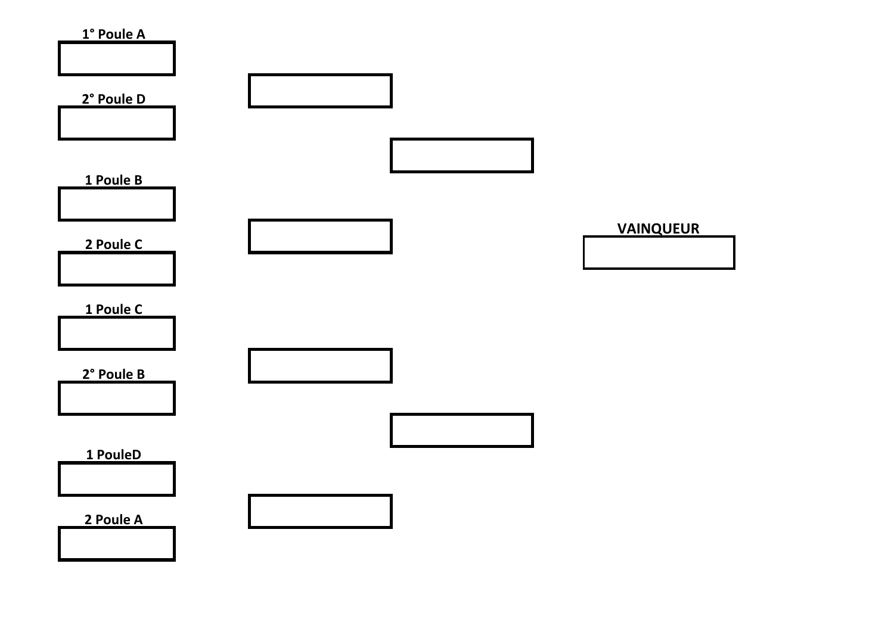1° Poule A

2° Poule D

1 Poule B

2 Poule C

VAINQUEUR

1 Poule C

2° Poule B

1 PouleD

2 Poule A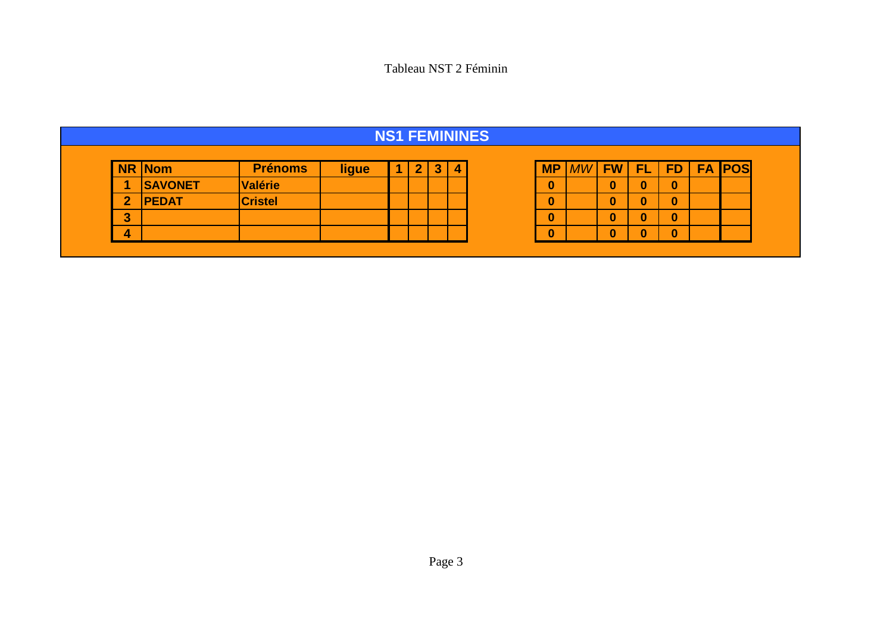Tableau NST 2 Féminin

## NS1 FEMININES

| NR | Nom | Prénoms | ligue | 1 | 2 | 3 | 4 |
|---|---|---|---|---|---|---|---|
| 1 | SAVONET | Valérie | | | | | |
| 2 | PEDAT | Cristel | | | | | |
| 3 | | | | | | | |
| 4 | | | | | | | |

| MP | *MW* | FW | FL | FD | FA | POS |
|---|---|---|---|---|---|---|
| 0 | | 0 | 0 | 0 | | |
| 0 | | 0 | 0 | 0 | | |
| 0 | | 0 | 0 | 0 | | |
| 0 | | 0 | 0 | 0 | | |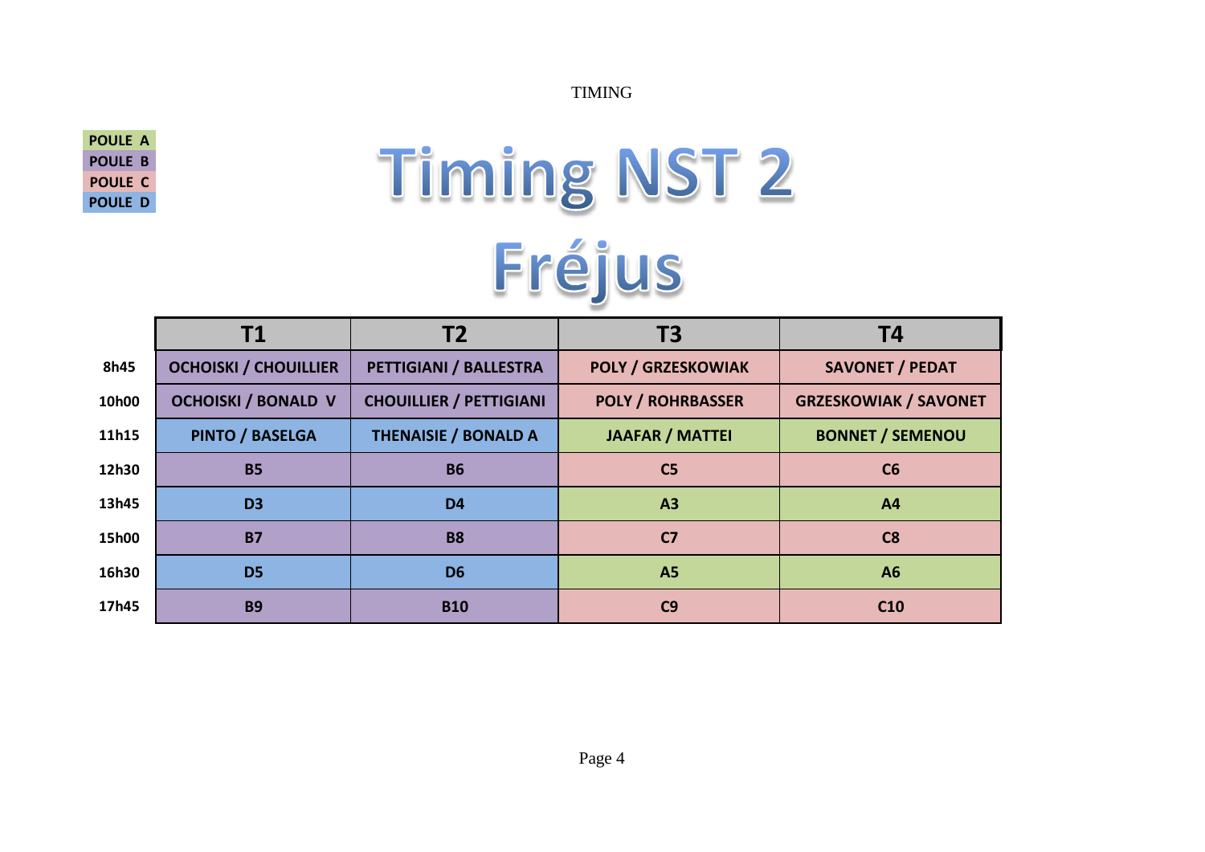| POULE A |
|---|
| POULE B |
| POULE C |
| POULE D |

# Timing NST 2 Fréjus

| | T1 | T2 | T3 | T4 |
|---|---|---|---|---|
| 8h45 | OCHOISKI / CHOUILLIER | PETTIGIANI / BALLESTRA | POLY / GRZESKOWIAK | SAVONET / PEDAT |
| 10h00 | OCHOISKI / BONALD V | CHOUILLIER / PETTIGIANI | POLY / ROHRBASSER | GRZESKOWIAK / SAVONET |
| 11h15 | PINTO / BASELGA | THENAISIE / BONALD A | JAAFAR / MATTEI | BONNET / SEMENOU |
| 12h30 | B5 | B6 | C5 | C6 |
| 13h45 | D3 | D4 | A3 | A4 |
| 15h00 | B7 | B8 | C7 | C8 |
| 16h30 | D5 | D6 | A5 | A6 |
| 17h45 | B9 | B10 | C9 | C10 |